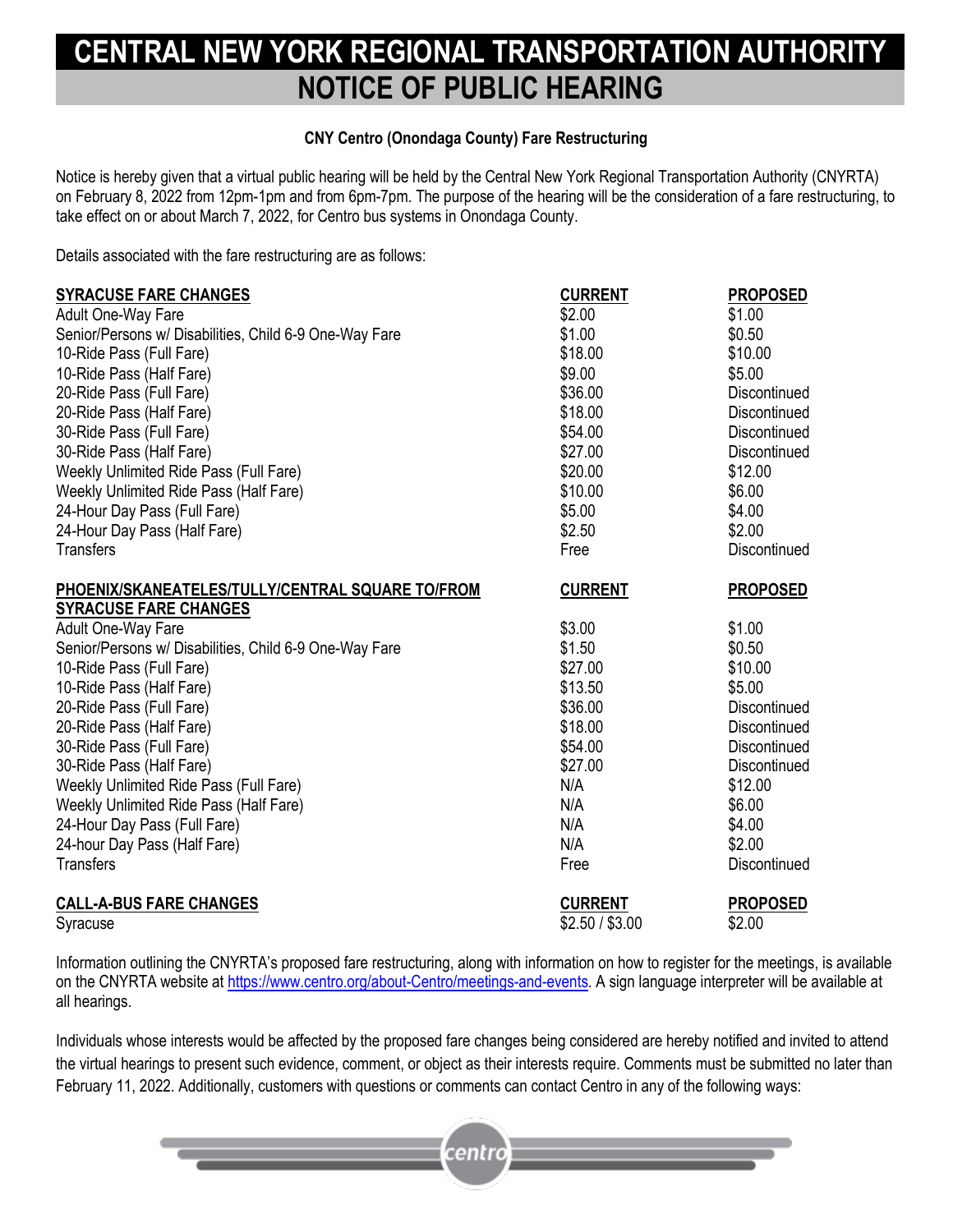# CENTRAL NEW YORK REGIONAL TRANSPORTATION AUTHORITY

## NOTICE OF PUBLIC HEARING

**CNY Centro (Onondaga County) Fare Restructuring**

Notice is hereby given that a virtual public hearing will be held by the Central New York Regional Transportation Authority (CNYRTA) on February 8, 2022 from 12pm-1pm and from 6pm-7pm. The purpose of the hearing will be the consideration of a fare restructuring, to take effect on or about March 7, 2022, for Centro bus systems in Onondaga County.

Details associated with the fare restructuring are as follows:

| SYRACUSE FARE CHANGES | CURRENT | PROPOSED |
|---|---|---|
| Adult One-Way Fare | $2.00 | $1.00 |
| Senior/Persons w/ Disabilities, Child 6-9 One-Way Fare | $1.00 | $0.50 |
| 10-Ride Pass (Full Fare) | $18.00 | $10.00 |
| 10-Ride Pass (Half Fare) | $9.00 | $5.00 |
| 20-Ride Pass (Full Fare) | $36.00 | Discontinued |
| 20-Ride Pass (Half Fare) | $18.00 | Discontinued |
| 30-Ride Pass (Full Fare) | $54.00 | Discontinued |
| 30-Ride Pass (Half Fare) | $27.00 | Discontinued |
| Weekly Unlimited Ride Pass (Full Fare) | $20.00 | $12.00 |
| Weekly Unlimited Ride Pass (Half Fare) | $10.00 | $6.00 |
| 24-Hour Day Pass (Full Fare) | $5.00 | $4.00 |
| 24-Hour Day Pass (Half Fare) | $2.50 | $2.00 |
| Transfers | Free | Discontinued |

| PHOENIX/SKANEATELES/TULLY/CENTRAL SQUARE TO/FROM SYRACUSE FARE CHANGES | CURRENT | PROPOSED |
|---|---|---|
| Adult One-Way Fare | $3.00 | $1.00 |
| Senior/Persons w/ Disabilities, Child 6-9 One-Way Fare | $1.50 | $0.50 |
| 10-Ride Pass (Full Fare) | $27.00 | $10.00 |
| 10-Ride Pass (Half Fare) | $13.50 | $5.00 |
| 20-Ride Pass (Full Fare) | $36.00 | Discontinued |
| 20-Ride Pass (Half Fare) | $18.00 | Discontinued |
| 30-Ride Pass (Full Fare) | $54.00 | Discontinued |
| 30-Ride Pass (Half Fare) | $27.00 | Discontinued |
| Weekly Unlimited Ride Pass (Full Fare) | N/A | $12.00 |
| Weekly Unlimited Ride Pass (Half Fare) | N/A | $6.00 |
| 24-Hour Day Pass (Full Fare) | N/A | $4.00 |
| 24-hour Day Pass (Half Fare) | N/A | $2.00 |
| Transfers | Free | Discontinued |

| CALL-A-BUS FARE CHANGES | CURRENT | PROPOSED |
|---|---|---|
| Syracuse | $2.50 / $3.00 | $2.00 |

Information outlining the CNYRTA's proposed fare restructuring, along with information on how to register for the meetings, is available on the CNYRTA website at https://www.centro.org/about-Centro/meetings-and-events. A sign language interpreter will be available at all hearings.

Individuals whose interests would be affected by the proposed fare changes being considered are hereby notified and invited to attend the virtual hearings to present such evidence, comment, or object as their interests require. Comments must be submitted no later than February 11, 2022. Additionally, customers with questions or comments can contact Centro in any of the following ways: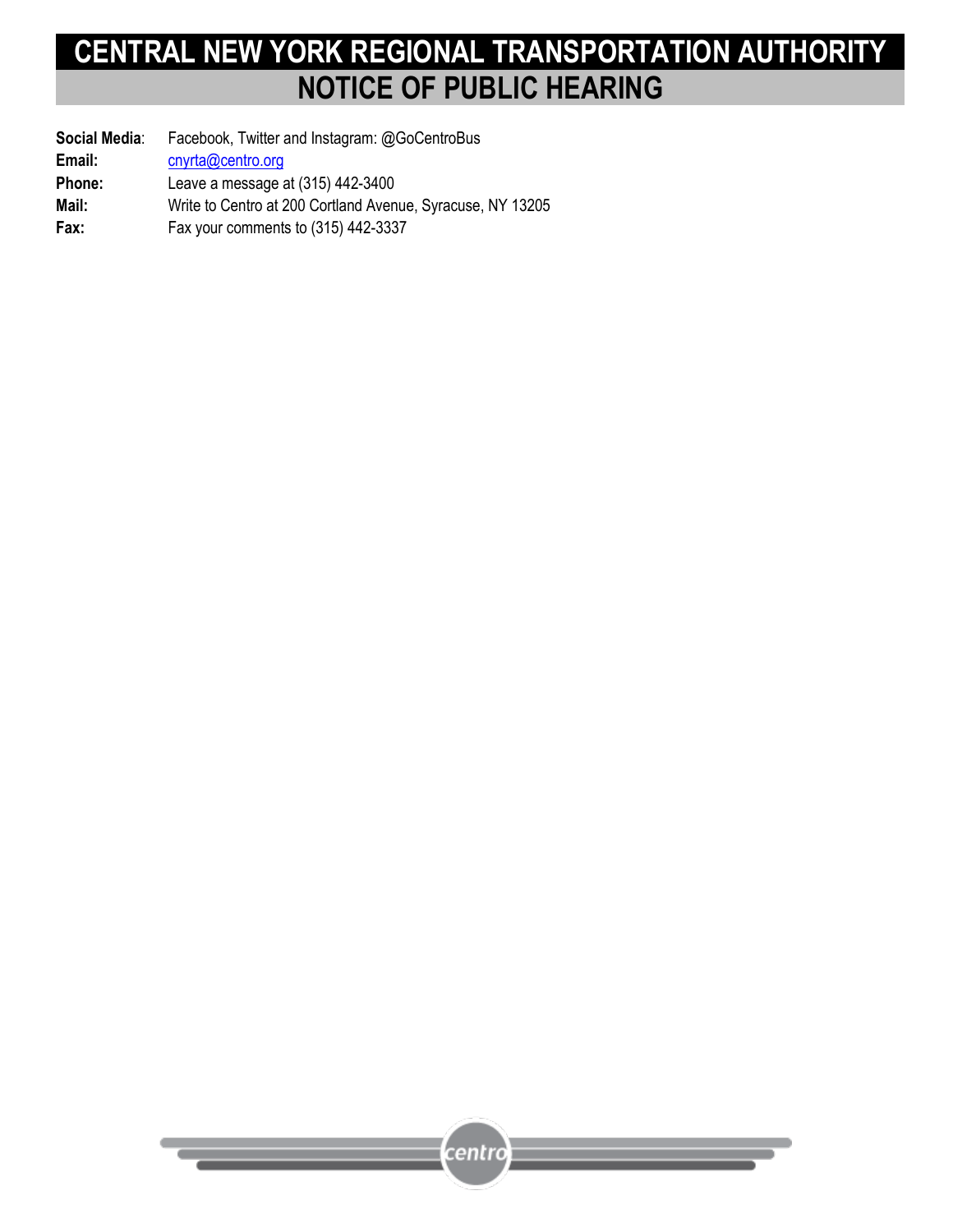# CENTRAL NEW YORK REGIONAL TRANSPORTATION AUTHORITY

## NOTICE OF PUBLIC HEARING

| | |
|---|---|
| **Social Media**: | Facebook, Twitter and Instagram: @GoCentroBus |
| **Email:** | cnyrta@centro.org |
| **Phone:** | Leave a message at (315) 442-3400 |
| **Mail:** | Write to Centro at 200 Cortland Avenue, Syracuse, NY 13205 |
| **Fax:** | Fax your comments to (315) 442-3337 |